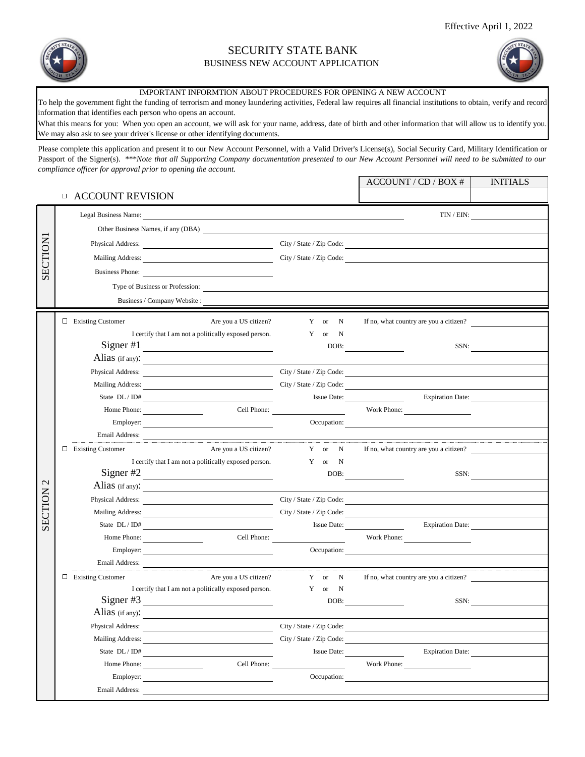Effective April 1, 2022

# SECURITY STATE BANK

## BUSINESS NEW ACCOUNT APPLICATION

**IMPORTANT INFORMTION ABOUT PROCEDURES FOR OPENING A NEW ACCOUNT**

To help the government fight the funding of terrorism and money laundering activities, Federal law requires all financial institutions to obtain, verify and record information that identifies each person who opens an account.

What this means for you: When you open an account, we will ask for your name, address, date of birth and other information that will allow us to identify you. We may also ask to see your driver's license or other identifying documents.

Please complete this application and present it to our New Account Personnel, with a Valid Driver's License(s), Social Security Card, Military Identification or Passport of the Signer(s). *\*\*\*Note that all Supporting Company documentation presented to our New Account Personnel will need to be submitted to our compliance officer for approval prior to opening the account.*

| ACCOUNT / CD / BOX # | INITIALS |
|---|---|
| | |

☐ ACCOUNT REVISION

## SECTION1

Legal Business Name: ______________________ TIN / EIN: ______________

Other Business Names, if any (DBA) ______________________

Physical Address: ______________________ City / State / Zip Code: ______________________

Mailing Address: ______________________ City / State / Zip Code: ______________________

Business Phone: ______________________

Type of Business or Profession: ______________________

Business / Company Website : ______________________

## SECTION 2

☐ Existing Customer Are you a US citizen? Y or N If no, what country are you a citizen? ______________

I certify that I am not a politically exposed person. Y or N

Signer #1 ______________________ DOB: ______________ SSN: ______________

Alias (if any): ______________________

Physical Address: ______________________ City / State / Zip Code: ______________________

Mailing Address: ______________________ City / State / Zip Code: ______________________

State DL / ID# ______________________ Issue Date: ______________ Expiration Date: ______________

Home Phone: ______________ Cell Phone: ______________ Work Phone: ______________

Employer: ______________________ Occupation: ______________________

Email Address: ______________________

☐ Existing Customer Are you a US citizen? Y or N If no, what country are you a citizen? ______________

I certify that I am not a politically exposed person. Y or N

Signer #2 ______________________ DOB: ______________ SSN: ______________

Alias (if any): ______________________

Physical Address: ______________________ City / State / Zip Code: ______________________

Mailing Address: ______________________ City / State / Zip Code: ______________________

State DL / ID# ______________________ Issue Date: ______________ Expiration Date: ______________

Home Phone: ______________ Cell Phone: ______________ Work Phone: ______________

Employer: ______________________ Occupation: ______________________

Email Address: ______________________

☐ Existing Customer Are you a US citizen? Y or N If no, what country are you a citizen? ______________

I certify that I am not a politically exposed person. Y or N

Signer #3 ______________________ DOB: ______________ SSN: ______________

Alias (if any): ______________________

Physical Address: ______________________ City / State / Zip Code: ______________________

Mailing Address: ______________________ City / State / Zip Code: ______________________

State DL / ID# ______________________ Issue Date: ______________ Expiration Date: ______________

Home Phone: ______________ Cell Phone: ______________ Work Phone: ______________

Employer: ______________________ Occupation: ______________________

Email Address: ______________________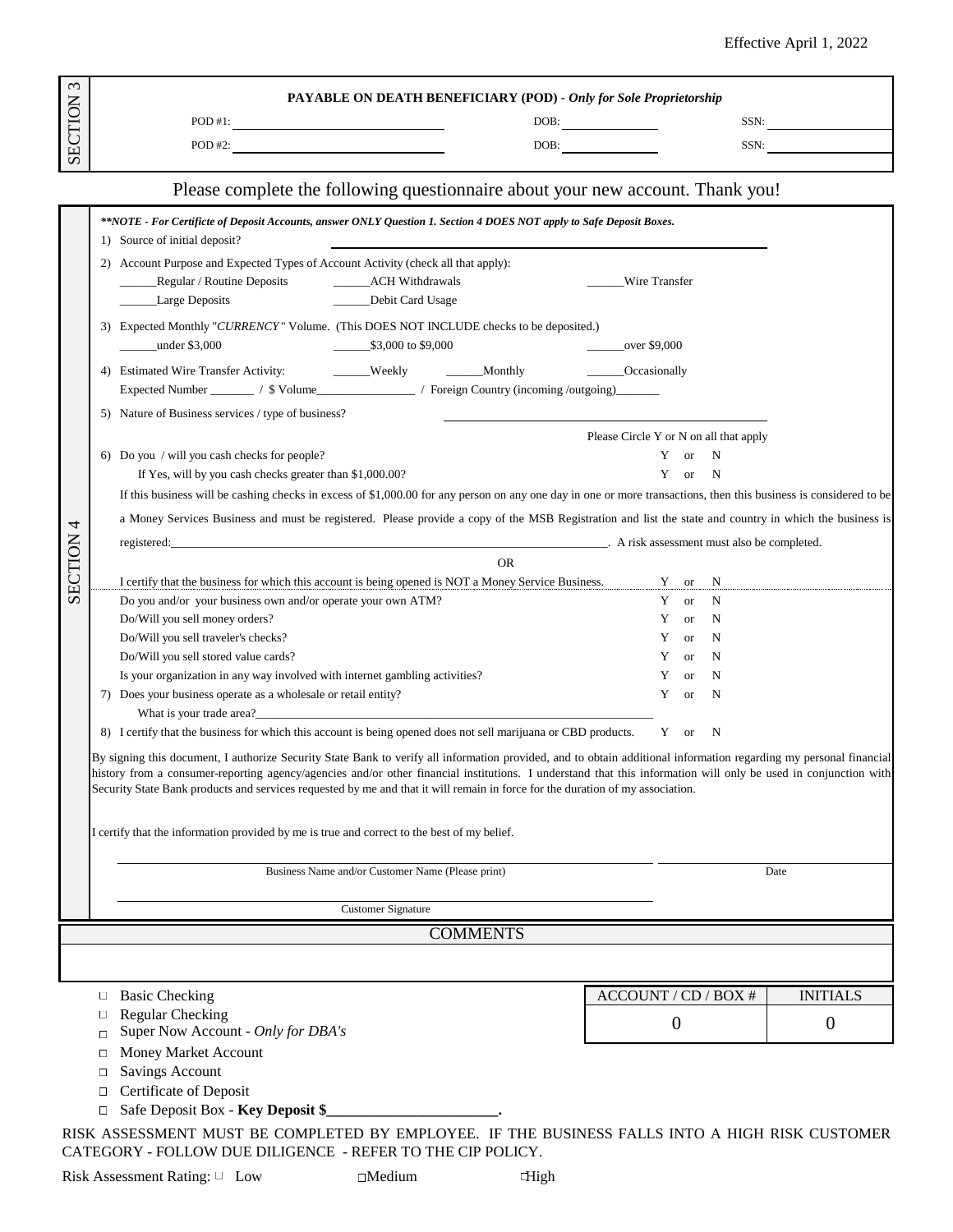Effective April 1, 2022

SECTION 3

**PAYABLE ON DEATH BENEFICIARY (POD) -** ***Only for Sole Proprietorship***

POD #1: ______________________ DOB: __________ SSN: __________

POD #2: ______________________ DOB: __________ SSN: __________

## Please complete the following questionnaire about your new account. Thank you!

SECTION 4

***\*\*NOTE - For Certificte of Deposit Accounts, answer ONLY Question 1. Section 4 DOES NOT apply to Safe Deposit Boxes.***

1) Source of initial deposit? ______________________________

2) Account Purpose and Expected Types of Account Activity (check all that apply):
   ______Regular / Routine Deposits ______ACH Withdrawals ______Wire Transfer
   ______Large Deposits ______Debit Card Usage

3) Expected Monthly "*CURRENCY*" Volume. (This DOES NOT INCLUDE checks to be deposited.)
   ______under $3,000 ______$3,000 to $9,000 ______over $9,000

4) Estimated Wire Transfer Activity: ______Weekly ______Monthly ______Occasionally
   Expected Number _______ / $ Volume________________ / Foreign Country (incoming /outgoing)_______

5) Nature of Business services / type of business? ______________________________

Please Circle Y or N on all that apply

6) Do you / will you cash checks for people? Y or N
   If Yes, will by you cash checks greater than $1,000.00? Y or N

   If this business will be cashing checks in excess of $1,000.00 for any person on any one day in one or more transactions, then this business is considered to be a Money Services Business and must be registered. Please provide a copy of the MSB Registration and list the state and country in which the business is registered:______________________________. A risk assessment must also be completed.

   OR

   I certify that the business for which this account is being opened is NOT a Money Service Business. Y or N
   Do you and/or your business own and/or operate your own ATM? Y or N
   Do/Will you sell money orders? Y or N
   Do/Will you sell traveler's checks? Y or N
   Do/Will you sell stored value cards? Y or N
   Is your organization in any way involved with internet gambling activities? Y or N

7) Does your business operate as a wholesale or retail entity? Y or N
   What is your trade area?______________________________

8) I certify that the business for which this account is being opened does not sell marijuana or CBD products. Y or N

By signing this document, I authorize Security State Bank to verify all information provided, and to obtain additional information regarding my personal financial history from a consumer-reporting agency/agencies and/or other financial institutions. I understand that this information will only be used in conjunction with Security State Bank products and services requested by me and that it will remain in force for the duration of my association.

I certify that the information provided by me is true and correct to the best of my belief.

______________________________ Business Name and/or Customer Name (Please print) ______________ Date

______________________________ Customer Signature

**COMMENTS**

- ☐ Basic Checking
- ☐ Regular Checking
- ☐ Super Now Account - *Only for DBA's*
- ☐ Money Market Account
- ☐ Savings Account
- ☐ Certificate of Deposit
- ☐ Safe Deposit Box - **Key Deposit $______________________.**

| ACCOUNT / CD / BOX # | INITIALS |
|---|---|
| 0 | 0 |

RISK ASSESSMENT MUST BE COMPLETED BY EMPLOYEE. IF THE BUSINESS FALLS INTO A HIGH RISK CUSTOMER CATEGORY - FOLLOW DUE DILIGENCE - REFER TO THE CIP POLICY.

Risk Assessment Rating: ☐ Low ☐ Medium ☐ High